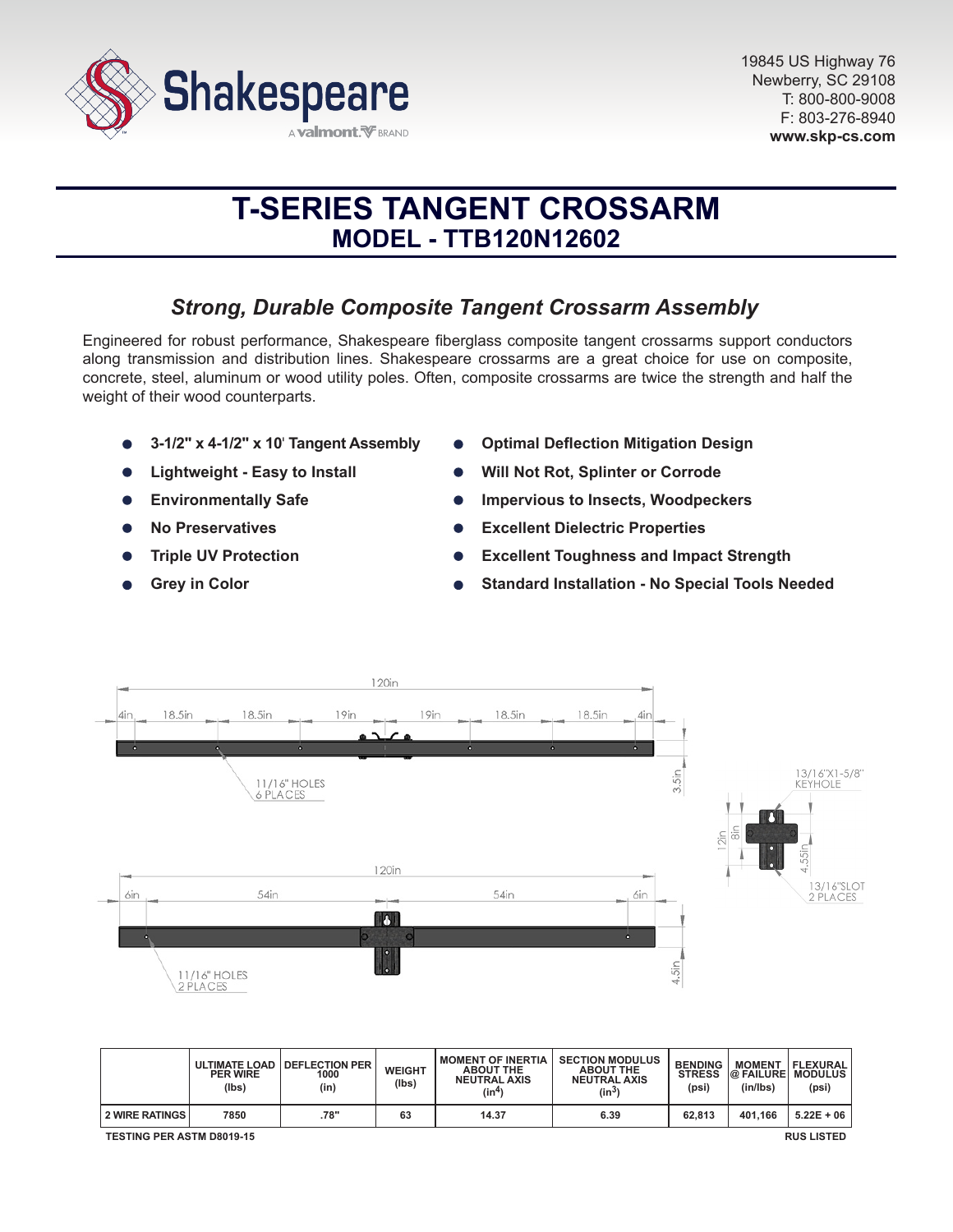Shakespeare
A valmont BRAND

19845 US Highway 76
Newberry, SC 29108
T: 800-800-9008
F: 803-276-8940
**www.skp-cs.com**

# T-SERIES TANGENT CROSSARM
## MODEL - TTB120N12602

### *Strong, Durable Composite Tangent Crossarm Assembly*

Engineered for robust performance, Shakespeare fiberglass composite tangent crossarms support conductors along transmission and distribution lines. Shakespeare crossarms are a great choice for use on composite, concrete, steel, aluminum or wood utility poles. Often, composite crossarms are twice the strength and half the weight of their wood counterparts.

- **3-1/2" x 4-1/2" x 10' Tangent Assembly**
- **Lightweight - Easy to Install**
- **Environmentally Safe**
- **No Preservatives**
- **Triple UV Protection**
- **Grey in Color**
- **Optimal Deflection Mitigation Design**
- **Will Not Rot, Splinter or Corrode**
- **Impervious to Insects, Woodpeckers**
- **Excellent Dielectric Properties**
- **Excellent Toughness and Impact Strength**
- **Standard Installation - No Special Tools Needed**

120in
4in 18.5in 18.5in 19in 19in 18.5in 18.5in 4in
11/16" HOLES 6 PLACES
3.5in

120in
6in 54in 54in 6in
11/16" HOLES 2 PLACES
4.5in

13/16"X1-5/8" KEYHOLE
12in 8in 4.55in
13/16"SLOT 2 PLACES

| | ULTIMATE LOAD PER WIRE (lbs) | DEFLECTION PER 1000 (in) | WEIGHT (lbs) | MOMENT OF INERTIA ABOUT THE NEUTRAL AXIS ($in^4$) | SECTION MODULUS ABOUT THE NEUTRAL AXIS ($in^3$) | BENDING STRESS (psi) | MOMENT @ FAILURE (in/lbs) | FLEXURAL MODULUS (psi) |
|---|---|---|---|---|---|---|---|---|
| 2 WIRE RATINGS | 7850 | .78" | 63 | 14.37 | 6.39 | 62,813 | 401,166 | 5.22E + 06 |

TESTING PER ASTM D8019-15

RUS LISTED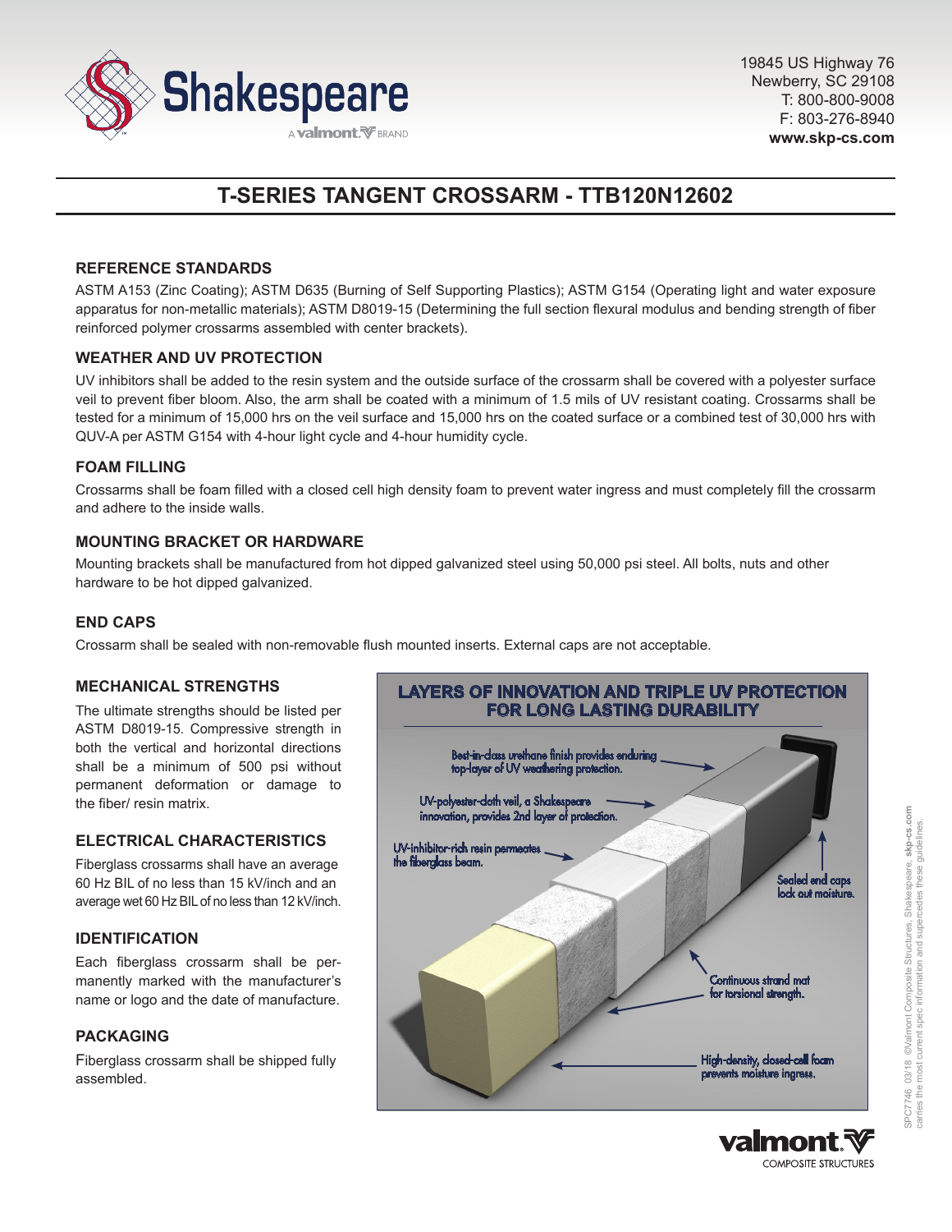# T-SERIES TANGENT CROSSARM - TTB120N12602

### REFERENCE STANDARDS

ASTM A153 (Zinc Coating); ASTM D635 (Burning of Self Supporting Plastics); ASTM G154 (Operating light and water exposure apparatus for non-metallic materials); ASTM D8019-15 (Determining the full section flexural modulus and bending strength of fiber reinforced polymer crossarms assembled with center brackets).

### WEATHER AND UV PROTECTION

UV inhibitors shall be added to the resin system and the outside surface of the crossarm shall be covered with a polyester surface veil to prevent fiber bloom. Also, the arm shall be coated with a minimum of 1.5 mils of UV resistant coating. Crossarms shall be tested for a minimum of 15,000 hrs on the veil surface and 15,000 hrs on the coated surface or a combined test of 30,000 hrs with QUV-A per ASTM G154 with 4-hour light cycle and 4-hour humidity cycle.

### FOAM FILLING

Crossarms shall be foam filled with a closed cell high density foam to prevent water ingress and must completely fill the crossarm and adhere to the inside walls.

### MOUNTING BRACKET OR HARDWARE

Mounting brackets shall be manufactured from hot dipped galvanized steel using 50,000 psi steel. All bolts, nuts and other hardware to be hot dipped galvanized.

### END CAPS

Crossarm shall be sealed with non-removable flush mounted inserts. External caps are not acceptable.

### MECHANICAL STRENGTHS

The ultimate strengths should be listed per ASTM D8019-15. Compressive strength in both the vertical and horizontal directions shall be a minimum of 500 psi without permanent deformation or damage to the fiber/ resin matrix.

### ELECTRICAL CHARACTERISTICS

Fiberglass crossarms shall have an average 60 Hz BIL of no less than 15 kV/inch and an average wet 60 Hz BIL of no less than 12 kV/inch.

### IDENTIFICATION

Each fiberglass crossarm shall be permanently marked with the manufacturer's name or logo and the date of manufacture.

### PACKAGING

Fiberglass crossarm shall be shipped fully assembled.

LAYERS OF INNOVATION AND TRIPLE UV PROTECTION FOR LONG LASTING DURABILITY

Best-in-class urethane finish provides enduring top-layer of UV weathering protection.

UV-polyester-cloth veil, a Shakespeare innovation, provides 2nd layer of protection.

UV-inhibitor-rich resin permeates the fiberglass beam.

Sealed end caps lock out moisture.

Continuous strand mat for torsional strength.

High-density, closed-cell foam prevents moisture ingress.

SPC7746 03/18 ©Valmont Composite Structures, Shakespeare, skp-cs.com carries the most current spec information and supercedes these guidelines.